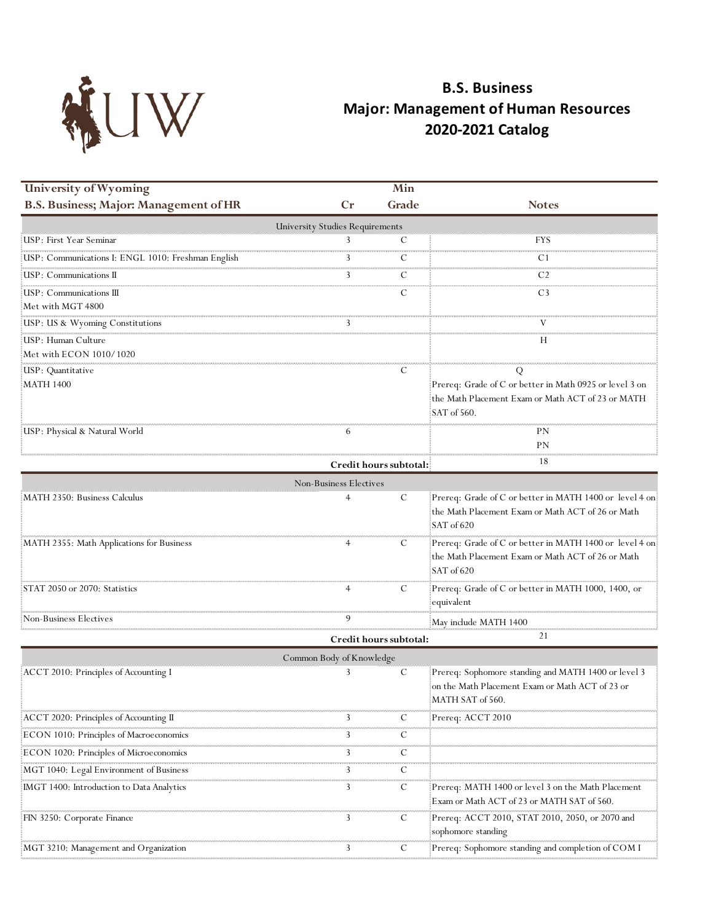# B.S. Business
## Major: Management of Human Resources
## 2020-2021 Catalog

| University of Wyoming<br>B.S. Business; Major: Management of HR | Cr | Min Grade | Notes |
|---|---|---|---|
| University Studies Requirements | | | |
| USP: First Year Seminar | 3 | C | FYS |
| USP: Communications I: ENGL 1010: Freshman English | 3 | C | C1 |
| USP: Communications II | 3 | C | C2 |
| USP: Communications III<br>Met with MGT 4800 | | C | C3 |
| USP: US & Wyoming Constitutions | 3 | | V |
| USP: Human Culture<br>Met with ECON 1010/1020 | | | H |
| USP: Quantitative<br>MATH 1400 | | C | Q<br>Prereq: Grade of C or better in Math 0925 or level 3 on the Math Placement Exam or Math ACT of 23 or MATH SAT of 560. |
| USP: Physical & Natural World | 6 | | PN<br>PN |
| | | Credit hours subtotal: | 18 |
| Non-Business Electives | | | |
| MATH 2350: Business Calculus | 4 | C | Prereq: Grade of C or better in MATH 1400 or level 4 on the Math Placement Exam or Math ACT of 26 or Math SAT of 620 |
| MATH 2355: Math Applications for Business | 4 | C | Prereq: Grade of C or better in MATH 1400 or level 4 on the Math Placement Exam or Math ACT of 26 or Math SAT of 620 |
| STAT 2050 or 2070: Statistics | 4 | C | Prereq: Grade of C or better in MATH 1000, 1400, or equivalent |
| Non-Business Electives | 9 | | May include MATH 1400 |
| | | Credit hours subtotal: | 21 |
| Common Body of Knowledge | | | |
| ACCT 2010: Principles of Accounting I | 3 | C | Prereq: Sophomore standing and MATH 1400 or level 3 on the Math Placement Exam or Math ACT of 23 or MATH SAT of 560. |
| ACCT 2020: Principles of Accounting II | 3 | C | Prereq: ACCT 2010 |
| ECON 1010: Principles of Macroeconomics | 3 | C | |
| ECON 1020: Principles of Microeconomics | 3 | C | |
| MGT 1040: Legal Environment of Business | 3 | C | |
| IMGT 1400: Introduction to Data Analytics | 3 | C | Prereq: MATH 1400 or level 3 on the Math Placement Exam or Math ACT of 23 or MATH SAT of 560. |
| FIN 3250: Corporate Finance | 3 | C | Prereq: ACCT 2010, STAT 2010, 2050, or 2070 and sophomore standing |
| MGT 3210: Management and Organization | 3 | C | Prereq: Sophomore standing and completion of COM I |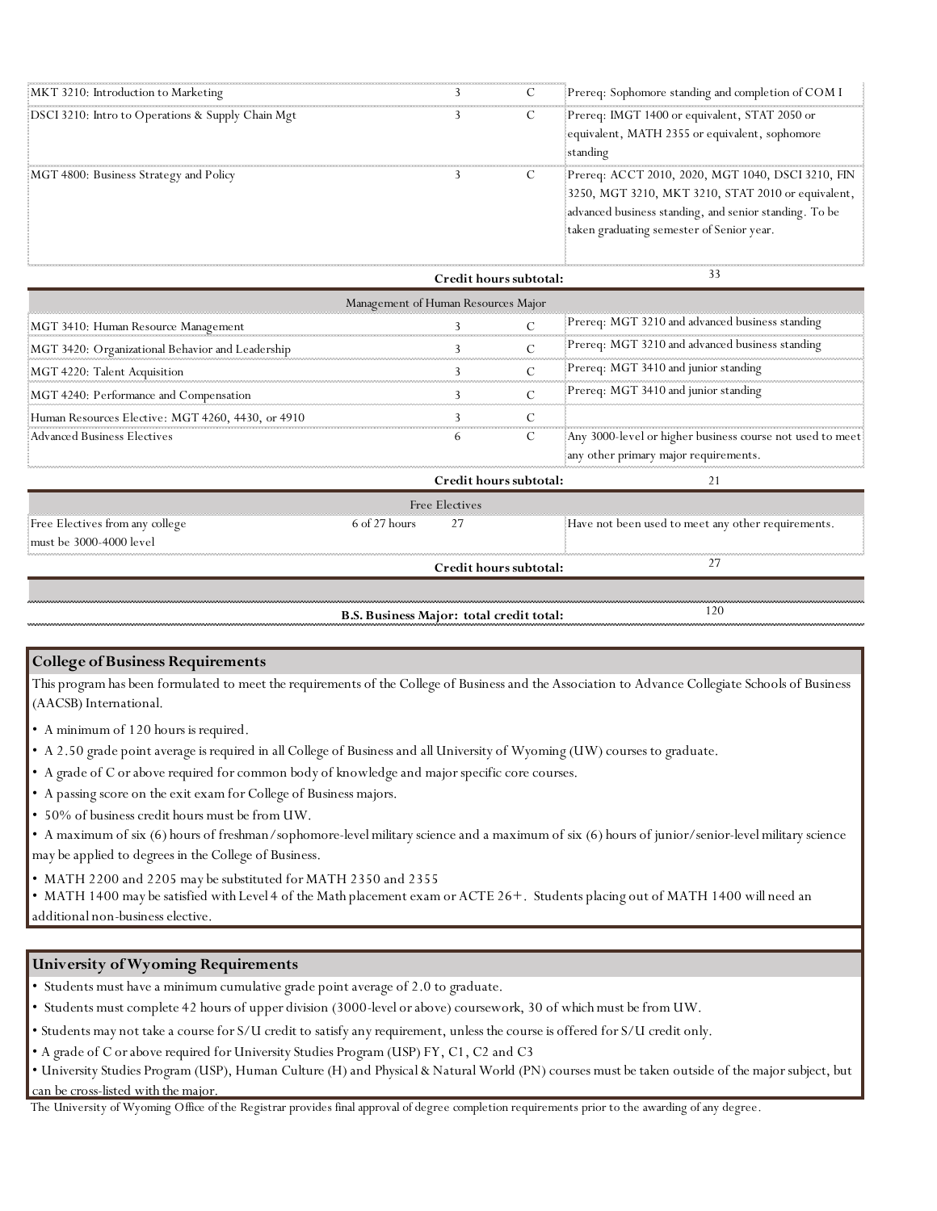| | | | |
|---|---|---|---|
| MKT 3210: Introduction to Marketing | 3 | C | Prereq: Sophomore standing and completion of COM I |
| DSCI 3210: Intro to Operations & Supply Chain Mgt | 3 | C | Prereq: IMGT 1400 or equivalent, STAT 2050 or equivalent, MATH 2355 or equivalent, sophomore standing |
| MGT 4800: Business Strategy and Policy | 3 | C | Prereq: ACCT 2010, 2020, MGT 1040, DSCI 3210, FIN 3250, MGT 3210, MKT 3210, STAT 2010 or equivalent, advanced business standing, and senior standing. To be taken graduating semester of Senior year. |
| | **Credit hours subtotal:** | | 33 |
| Management of Human Resources Major | | | |
| MGT 3410: Human Resource Management | 3 | C | Prereq: MGT 3210 and advanced business standing |
| MGT 3420: Organizational Behavior and Leadership | 3 | C | Prereq: MGT 3210 and advanced business standing |
| MGT 4220: Talent Acquisition | 3 | C | Prereq: MGT 3410 and junior standing |
| MGT 4240: Performance and Compensation | 3 | C | Prereq: MGT 3410 and junior standing |
| Human Resources Elective: MGT 4260, 4430, or 4910 | 3 | C | |
| Advanced Business Electives | 6 | C | Any 3000-level or higher business course not used to meet any other primary major requirements. |
| | **Credit hours subtotal:** | | 21 |
| Free Electives | | | |
| Free Electives from any college must be 3000-4000 level | 6 of 27 hours | 27 | Have not been used to meet any other requirements. |
| | **Credit hours subtotal:** | | 27 |
| | **B.S. Business Major: total credit total:** | | 120 |

## College of Business Requirements

This program has been formulated to meet the requirements of the College of Business and the Association to Advance Collegiate Schools of Business (AACSB) International.

- A minimum of 120 hours is required.
- A 2.50 grade point average is required in all College of Business and all University of Wyoming (UW) courses to graduate.
- A grade of C or above required for common body of knowledge and major specific core courses.
- A passing score on the exit exam for College of Business majors.
- 50% of business credit hours must be from UW.
- A maximum of six (6) hours of freshman/sophomore-level military science and a maximum of six (6) hours of junior/senior-level military science may be applied to degrees in the College of Business.
- MATH 2200 and 2205 may be substituted for MATH 2350 and 2355
- MATH 1400 may be satisfied with Level 4 of the Math placement exam or ACTE 26+. Students placing out of MATH 1400 will need an additional non-business elective.

## University of Wyoming Requirements

- Students must have a minimum cumulative grade point average of 2.0 to graduate.
- Students must complete 42 hours of upper division (3000-level or above) coursework, 30 of which must be from UW.
- Students may not take a course for S/U credit to satisfy any requirement, unless the course is offered for S/U credit only.
- A grade of C or above required for University Studies Program (USP) FY, C1, C2 and C3
- University Studies Program (USP), Human Culture (H) and Physical & Natural World (PN) courses must be taken outside of the major subject, but can be cross-listed with the major.

The University of Wyoming Office of the Registrar provides final approval of degree completion requirements prior to the awarding of any degree.